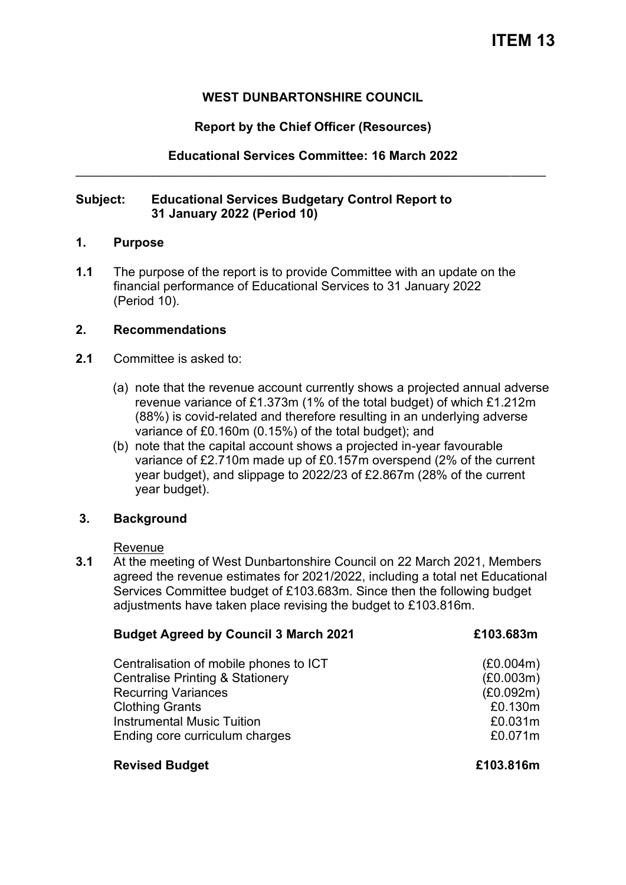# ITEM 13

**WEST DUNBARTONSHIRE COUNCIL**

**Report by the Chief Officer (Resources)**

**Educational Services Committee: 16 March 2022**

---

**Subject: Educational Services Budgetary Control Report to 31 January 2022 (Period 10)**

## 1. Purpose

**1.1** The purpose of the report is to provide Committee with an update on the financial performance of Educational Services to 31 January 2022 (Period 10).

## 2. Recommendations

**2.1** Committee is asked to:

(a) note that the revenue account currently shows a projected annual adverse revenue variance of £1.373m (1% of the total budget) of which £1.212m (88%) is covid-related and therefore resulting in an underlying adverse variance of £0.160m (0.15%) of the total budget); and

(b) note that the capital account shows a projected in-year favourable variance of £2.710m made up of £0.157m overspend (2% of the current year budget), and slippage to 2022/23 of £2.867m (28% of the current year budget).

## 3. Background

Revenue

**3.1** At the meeting of West Dunbartonshire Council on 22 March 2021, Members agreed the revenue estimates for 2021/2022, including a total net Educational Services Committee budget of £103.683m. Since then the following budget adjustments have taken place revising the budget to £103.816m.

| **Budget Agreed by Council 3 March 2021** | **£103.683m** |
|---|---|
| Centralisation of mobile phones to ICT | (£0.004m) |
| Centralise Printing & Stationery | (£0.003m) |
| Recurring Variances | (£0.092m) |
| Clothing Grants | £0.130m |
| Instrumental Music Tuition | £0.031m |
| Ending core curriculum charges | £0.071m |
| **Revised Budget** | **£103.816m** |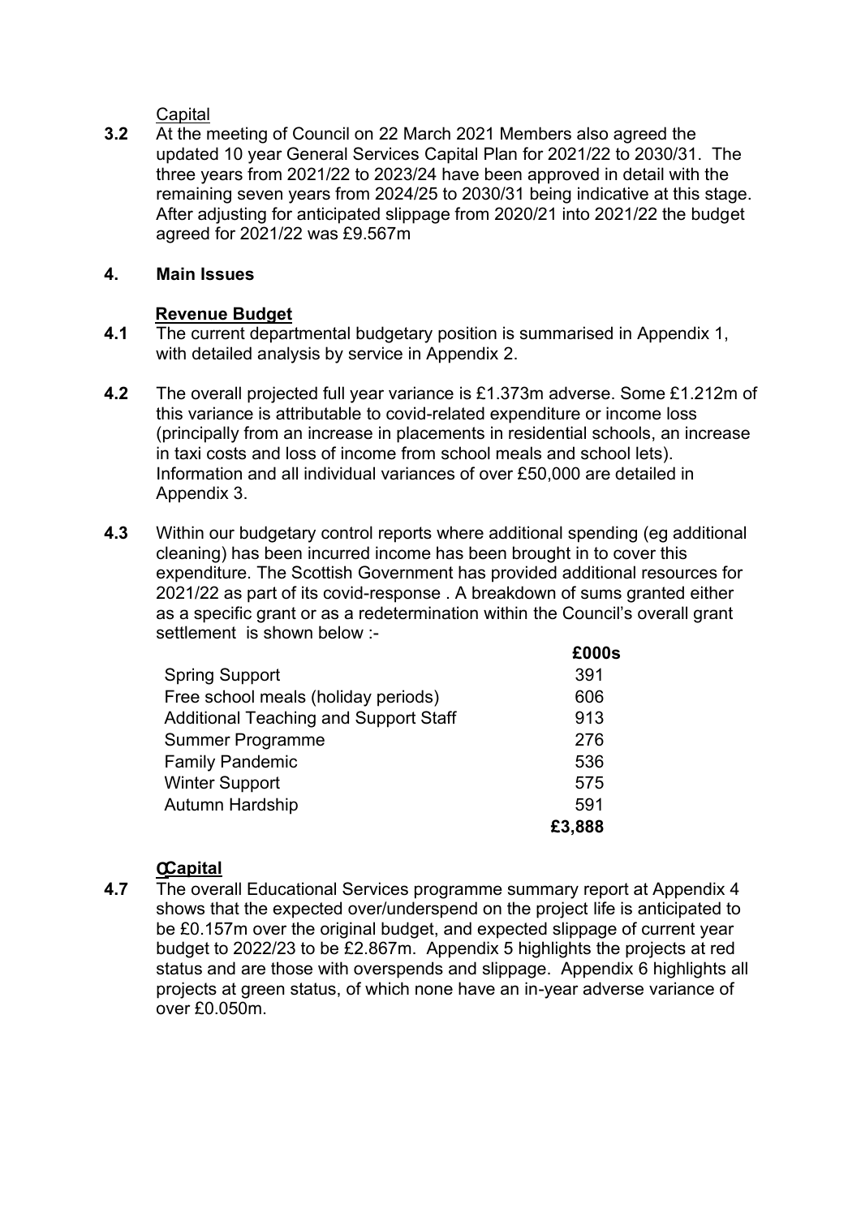Capital

**3.2** At the meeting of Council on 22 March 2021 Members also agreed the updated 10 year General Services Capital Plan for 2021/22 to 2030/31. The three years from 2021/22 to 2023/24 have been approved in detail with the remaining seven years from 2024/25 to 2030/31 being indicative at this stage. After adjusting for anticipated slippage from 2020/21 into 2021/22 the budget agreed for 2021/22 was £9.567m

## 4. Main Issues

### Revenue Budget

**4.1** The current departmental budgetary position is summarised in Appendix 1, with detailed analysis by service in Appendix 2.

**4.2** The overall projected full year variance is £1.373m adverse. Some £1.212m of this variance is attributable to covid-related expenditure or income loss (principally from an increase in placements in residential schools, an increase in taxi costs and loss of income from school meals and school lets). Information and all individual variances of over £50,000 are detailed in Appendix 3.

**4.3** Within our budgetary control reports where additional spending (eg additional cleaning) has been incurred income has been brought in to cover this expenditure. The Scottish Government has provided additional resources for 2021/22 as part of its covid-response . A breakdown of sums granted either as a specific grant or as a redetermination within the Council's overall grant settlement is shown below :-

| | £000s |
|---|---|
| Spring Support | 391 |
| Free school meals (holiday periods) | 606 |
| Additional Teaching and Support Staff | 913 |
| Summer Programme | 276 |
| Family Pandemic | 536 |
| Winter Support | 575 |
| Autumn Hardship | 591 |
| | **£3,888** |

### Capital

**4.7** The overall Educational Services programme summary report at Appendix 4 shows that the expected over/underspend on the project life is anticipated to be £0.157m over the original budget, and expected slippage of current year budget to 2022/23 to be £2.867m. Appendix 5 highlights the projects at red status and are those with overspends and slippage. Appendix 6 highlights all projects at green status, of which none have an in-year adverse variance of over £0.050m.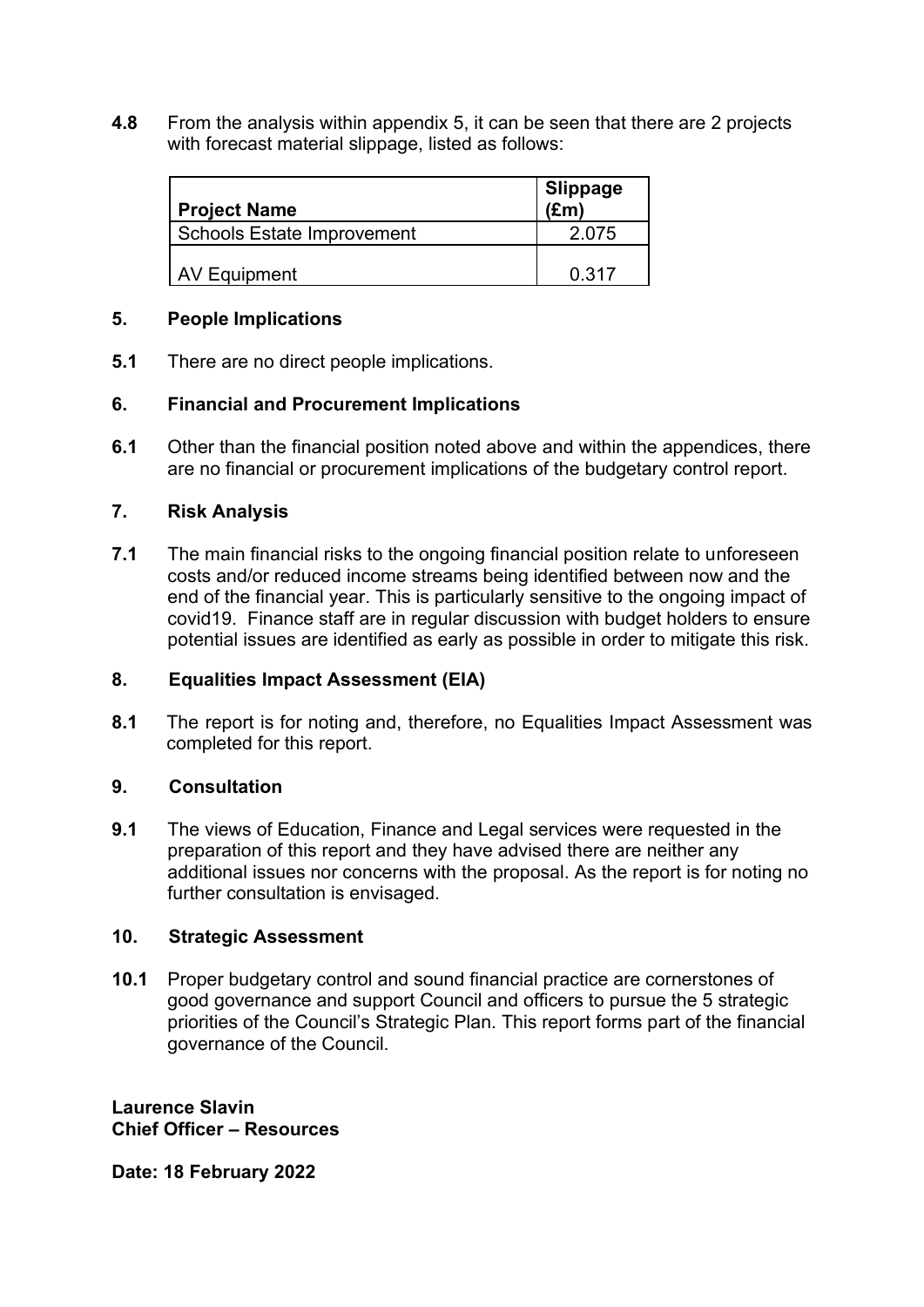**4.8** From the analysis within appendix 5, it can be seen that there are 2 projects with forecast material slippage, listed as follows:

| Project Name | Slippage (£m) |
|---|---|
| Schools Estate Improvement | 2.075 |
| AV Equipment | 0.317 |

## 5. People Implications

**5.1** There are no direct people implications.

## 6. Financial and Procurement Implications

**6.1** Other than the financial position noted above and within the appendices, there are no financial or procurement implications of the budgetary control report.

## 7. Risk Analysis

**7.1** The main financial risks to the ongoing financial position relate to unforeseen costs and/or reduced income streams being identified between now and the end of the financial year. This is particularly sensitive to the ongoing impact of covid19. Finance staff are in regular discussion with budget holders to ensure potential issues are identified as early as possible in order to mitigate this risk.

## 8. Equalities Impact Assessment (EIA)

**8.1** The report is for noting and, therefore, no Equalities Impact Assessment was completed for this report.

## 9. Consultation

**9.1** The views of Education, Finance and Legal services were requested in the preparation of this report and they have advised there are neither any additional issues nor concerns with the proposal. As the report is for noting no further consultation is envisaged.

## 10. Strategic Assessment

**10.1** Proper budgetary control and sound financial practice are cornerstones of good governance and support Council and officers to pursue the 5 strategic priorities of the Council's Strategic Plan. This report forms part of the financial governance of the Council.

**Laurence Slavin**
**Chief Officer – Resources**

**Date: 18 February 2022**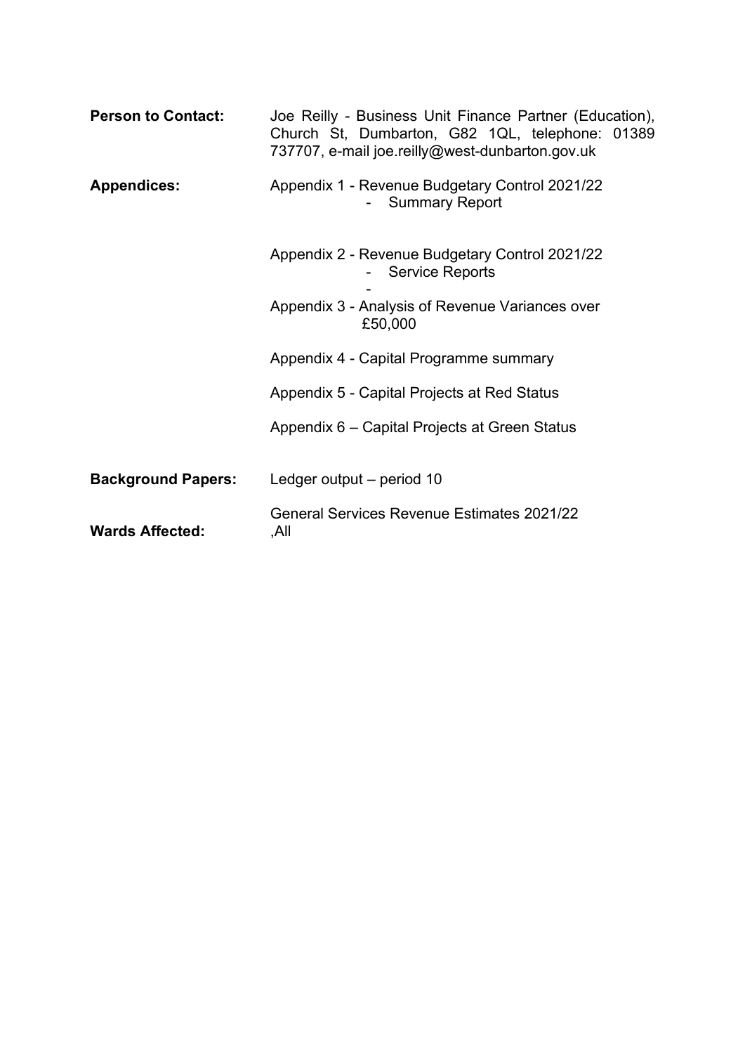**Person to Contact:** Joe Reilly - Business Unit Finance Partner (Education), Church St, Dumbarton, G82 1QL, telephone: 01389 737707, e-mail joe.reilly@west-dunbarton.gov.uk

**Appendices:** Appendix 1 - Revenue Budgetary Control 2021/22
- Summary Report

Appendix 2 - Revenue Budgetary Control 2021/22
- Service Reports
-

Appendix 3 - Analysis of Revenue Variances over £50,000

Appendix 4 - Capital Programme summary

Appendix 5 - Capital Projects at Red Status

Appendix 6 – Capital Projects at Green Status

**Background Papers:** Ledger output – period 10

General Services Revenue Estimates 2021/22

**Wards Affected:** ,All